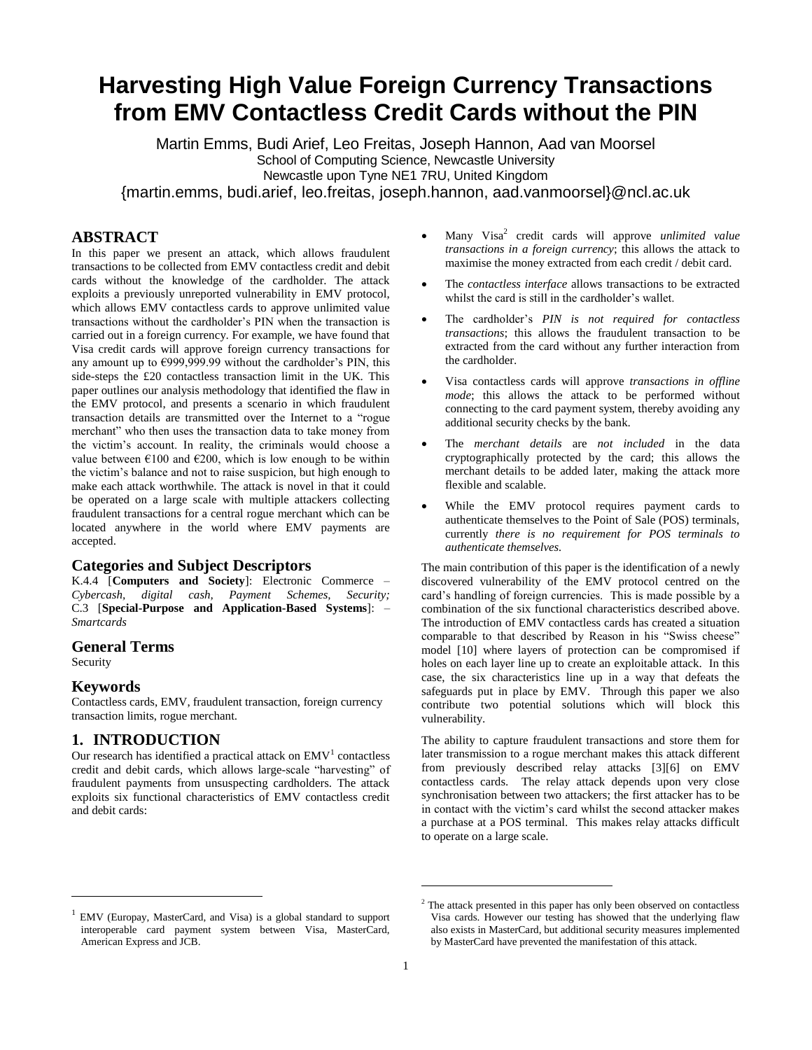# Harvesting High Value Foreign Currency Transactions from EMV Contactless Credit Cards without the PIN

Martin Emms, Budi Arief, Leo Freitas, Joseph Hannon, Aad van Moorsel
School of Computing Science, Newcastle University
Newcastle upon Tyne NE1 7RU, United Kingdom
{martin.emms, budi.arief, leo.freitas, joseph.hannon, aad.vanmoorsel}@ncl.ac.uk

## ABSTRACT

In this paper we present an attack, which allows fraudulent transactions to be collected from EMV contactless credit and debit cards without the knowledge of the cardholder. The attack exploits a previously unreported vulnerability in EMV protocol, which allows EMV contactless cards to approve unlimited value transactions without the cardholder's PIN when the transaction is carried out in a foreign currency. For example, we have found that Visa credit cards will approve foreign currency transactions for any amount up to €999,999.99 without the cardholder's PIN, this side-steps the £20 contactless transaction limit in the UK. This paper outlines our analysis methodology that identified the flaw in the EMV protocol, and presents a scenario in which fraudulent transaction details are transmitted over the Internet to a "rogue merchant" who then uses the transaction data to take money from the victim's account. In reality, the criminals would choose a value between €100 and €200, which is low enough to be within the victim's balance and not to raise suspicion, but high enough to make each attack worthwhile. The attack is novel in that it could be operated on a large scale with multiple attackers collecting fraudulent transactions for a central rogue merchant which can be located anywhere in the world where EMV payments are accepted.

## Categories and Subject Descriptors

K.4.4 [**Computers and Society**]: Electronic Commerce – *Cybercash, digital cash, Payment Schemes, Security;* C.3 [**Special-Purpose and Application-Based Systems**]: – *Smartcards*

## General Terms

Security

## Keywords

Contactless cards, EMV, fraudulent transaction, foreign currency transaction limits, rogue merchant.

## 1. INTRODUCTION

Our research has identified a practical attack on EMV[1] contactless credit and debit cards, which allows large-scale "harvesting" of fraudulent payments from unsuspecting cardholders. The attack exploits six functional characteristics of EMV contactless credit and debit cards:

- Many Visa[2] credit cards will approve *unlimited value transactions in a foreign currency*; this allows the attack to maximise the money extracted from each credit / debit card.
- The *contactless interface* allows transactions to be extracted whilst the card is still in the cardholder's wallet.
- The cardholder's *PIN is not required for contactless transactions*; this allows the fraudulent transaction to be extracted from the card without any further interaction from the cardholder.
- Visa contactless cards will approve *transactions in offline mode*; this allows the attack to be performed without connecting to the card payment system, thereby avoiding any additional security checks by the bank.
- The *merchant details* are *not included* in the data cryptographically protected by the card; this allows the merchant details to be added later, making the attack more flexible and scalable.
- While the EMV protocol requires payment cards to authenticate themselves to the Point of Sale (POS) terminals, currently *there is no requirement for POS terminals to authenticate themselves*.

The main contribution of this paper is the identification of a newly discovered vulnerability of the EMV protocol centred on the card's handling of foreign currencies. This is made possible by a combination of the six functional characteristics described above. The introduction of EMV contactless cards has created a situation comparable to that described by Reason in his "Swiss cheese" model [10] where layers of protection can be compromised if holes on each layer line up to create an exploitable attack. In this case, the six characteristics line up in a way that defeats the safeguards put in place by EMV. Through this paper we also contribute two potential solutions which will block this vulnerability.

The ability to capture fraudulent transactions and store them for later transmission to a rogue merchant makes this attack different from previously described relay attacks [3][6] on EMV contactless cards. The relay attack depends upon very close synchronisation between two attackers; the first attacker has to be in contact with the victim's card whilst the second attacker makes a purchase at a POS terminal. This makes relay attacks difficult to operate on a large scale.

---

[1] EMV (Europay, MasterCard, and Visa) is a global standard to support interoperable card payment system between Visa, MasterCard, American Express and JCB.

[2] The attack presented in this paper has only been observed on contactless Visa cards. However our testing has showed that the underlying flaw also exists in MasterCard, but additional security measures implemented by MasterCard have prevented the manifestation of this attack.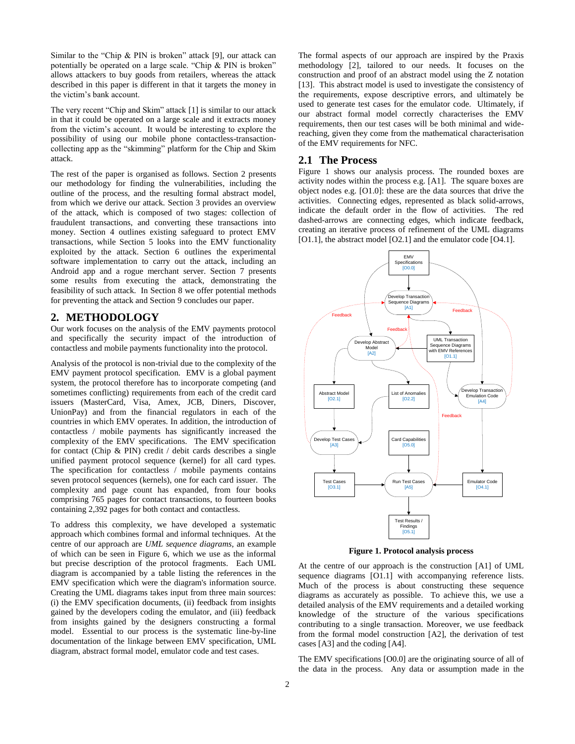Similar to the "Chip & PIN is broken" attack [9], our attack can potentially be operated on a large scale. "Chip & PIN is broken" allows attackers to buy goods from retailers, whereas the attack described in this paper is different in that it targets the money in the victim's bank account.

The very recent "Chip and Skim" attack [1] is similar to our attack in that it could be operated on a large scale and it extracts money from the victim's account. It would be interesting to explore the possibility of using our mobile phone contactless-transaction-collecting app as the "skimming" platform for the Chip and Skim attack.

The rest of the paper is organised as follows. Section 2 presents our methodology for finding the vulnerabilities, including the outline of the process, and the resulting formal abstract model, from which we derive our attack. Section 3 provides an overview of the attack, which is composed of two stages: collection of fraudulent transactions, and converting these transactions into money. Section 4 outlines existing safeguard to protect EMV transactions, while Section 5 looks into the EMV functionality exploited by the attack. Section 6 outlines the experimental software implementation to carry out the attack, including an Android app and a rogue merchant server. Section 7 presents some results from executing the attack, demonstrating the feasibility of such attack. In Section 8 we offer potential methods for preventing the attack and Section 9 concludes our paper.

## 2. METHODOLOGY

Our work focuses on the analysis of the EMV payments protocol and specifically the security impact of the introduction of contactless and mobile payments functionality into the protocol.

Analysis of the protocol is non-trivial due to the complexity of the EMV payment protocol specification. EMV is a global payment system, the protocol therefore has to incorporate competing (and sometimes conflicting) requirements from each of the credit card issuers (MasterCard, Visa, Amex, JCB, Diners, Discover, UnionPay) and from the financial regulators in each of the countries in which EMV operates. In addition, the introduction of contactless / mobile payments has significantly increased the complexity of the EMV specifications. The EMV specification for contact (Chip & PIN) credit / debit cards describes a single unified payment protocol sequence (kernel) for all card types. The specification for contactless / mobile payments contains seven protocol sequences (kernels), one for each card issuer. The complexity and page count has expanded, from four books comprising 765 pages for contact transactions, to fourteen books containing 2,392 pages for both contact and contactless.

To address this complexity, we have developed a systematic approach which combines formal and informal techniques. At the centre of our approach are *UML sequence diagrams*, an example of which can be seen in Figure 6, which we use as the informal but precise description of the protocol fragments. Each UML diagram is accompanied by a table listing the references in the EMV specification which were the diagram's information source. Creating the UML diagrams takes input from three main sources: (i) the EMV specification documents, (ii) feedback from insights gained by the developers coding the emulator, and (iii) feedback from insights gained by the designers constructing a formal model. Essential to our process is the systematic line-by-line documentation of the linkage between EMV specification, UML diagram, abstract formal model, emulator code and test cases.

The formal aspects of our approach are inspired by the Praxis methodology [2], tailored to our needs. It focuses on the construction and proof of an abstract model using the Z notation [13]. This abstract model is used to investigate the consistency of the requirements, expose descriptive errors, and ultimately be used to generate test cases for the emulator code. Ultimately, if our abstract formal model correctly characterises the EMV requirements, then our test cases will be both minimal and wide-reaching, given they come from the mathematical characterisation of the EMV requirements for NFC.

### 2.1 The Process

Figure 1 shows our analysis process. The rounded boxes are activity nodes within the process e.g. [A1]. The square boxes are object nodes e.g. [O1.0]: these are the data sources that drive the activities. Connecting edges, represented as black solid-arrows, indicate the default order in the flow of activities. The red dashed-arrows are connecting edges, which indicate feedback, creating an iterative process of refinement of the UML diagrams [O1.1], the abstract model [O2.1] and the emulator code [O4.1].

**Figure 1. Protocol analysis process**

At the centre of our approach is the construction [A1] of UML sequence diagrams [O1.1] with accompanying reference lists. Much of the process is about constructing these sequence diagrams as accurately as possible. To achieve this, we use a detailed analysis of the EMV requirements and a detailed working knowledge of the structure of the various specifications contributing to a single transaction. Moreover, we use feedback from the formal model construction [A2], the derivation of test cases [A3] and the coding [A4].

The EMV specifications [O0.0] are the originating source of all of the data in the process. Any data or assumption made in the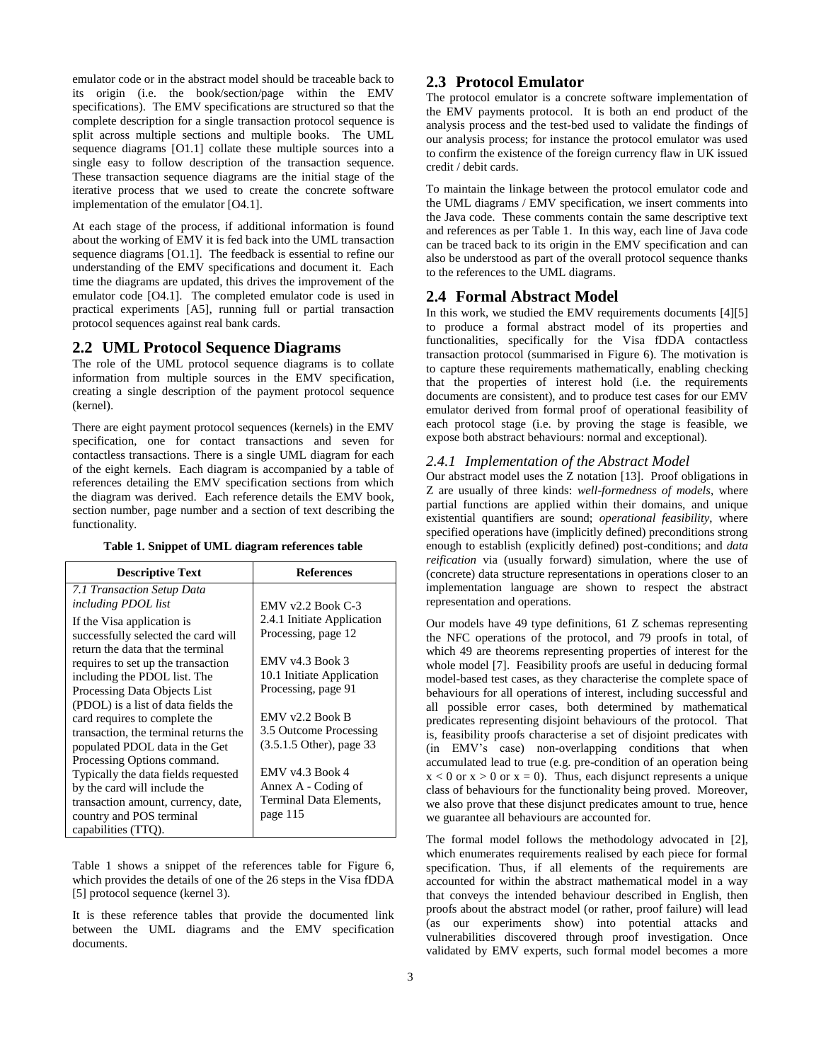emulator code or in the abstract model should be traceable back to its origin (i.e. the book/section/page within the EMV specifications). The EMV specifications are structured so that the complete description for a single transaction protocol sequence is split across multiple sections and multiple books. The UML sequence diagrams [O1.1] collate these multiple sources into a single easy to follow description of the transaction sequence. These transaction sequence diagrams are the initial stage of the iterative process that we used to create the concrete software implementation of the emulator [O4.1].

At each stage of the process, if additional information is found about the working of EMV it is fed back into the UML transaction sequence diagrams [O1.1]. The feedback is essential to refine our understanding of the EMV specifications and document it. Each time the diagrams are updated, this drives the improvement of the emulator code [O4.1]. The completed emulator code is used in practical experiments [A5], running full or partial transaction protocol sequences against real bank cards.

## 2.2 UML Protocol Sequence Diagrams

The role of the UML protocol sequence diagrams is to collate information from multiple sources in the EMV specification, creating a single description of the payment protocol sequence (kernel).

There are eight payment protocol sequences (kernels) in the EMV specification, one for contact transactions and seven for contactless transactions. There is a single UML diagram for each of the eight kernels. Each diagram is accompanied by a table of references detailing the EMV specification sections from which the diagram was derived. Each reference details the EMV book, section number, page number and a section of text describing the functionality.

**Table 1. Snippet of UML diagram references table**

| Descriptive Text | References |
|---|---|
| *7.1 Transaction Setup Data including PDOL list*<br>If the Visa application is successfully selected the card will return the data that the terminal requires to set up the transaction including the PDOL list. The Processing Data Objects List (PDOL) is a list of data fields the card requires to complete the transaction, the terminal returns the populated PDOL data in the Get Processing Options command. Typically the data fields requested by the card will include the transaction amount, currency, date, country and POS terminal capabilities (TTQ). | EMV v2.2 Book C-3 2.4.1 Initiate Application Processing, page 12<br><br>EMV v4.3 Book 3 10.1 Initiate Application Processing, page 91<br><br>EMV v2.2 Book B 3.5 Outcome Processing (3.5.1.5 Other), page 33<br><br>EMV v4.3 Book 4 Annex A - Coding of Terminal Data Elements, page 115 |

Table 1 shows a snippet of the references table for Figure 6, which provides the details of one of the 26 steps in the Visa fDDA [5] protocol sequence (kernel 3).

It is these reference tables that provide the documented link between the UML diagrams and the EMV specification documents.

## 2.3 Protocol Emulator

The protocol emulator is a concrete software implementation of the EMV payments protocol. It is both an end product of the analysis process and the test-bed used to validate the findings of our analysis process; for instance the protocol emulator was used to confirm the existence of the foreign currency flaw in UK issued credit / debit cards.

To maintain the linkage between the protocol emulator code and the UML diagrams / EMV specification, we insert comments into the Java code. These comments contain the same descriptive text and references as per Table 1. In this way, each line of Java code can be traced back to its origin in the EMV specification and can also be understood as part of the overall protocol sequence thanks to the references to the UML diagrams.

## 2.4 Formal Abstract Model

In this work, we studied the EMV requirements documents [4][5] to produce a formal abstract model of its properties and functionalities, specifically for the Visa fDDA contactless transaction protocol (summarised in Figure 6). The motivation is to capture these requirements mathematically, enabling checking that the properties of interest hold (i.e. the requirements documents are consistent), and to produce test cases for our EMV emulator derived from formal proof of operational feasibility of each protocol stage (i.e. by proving the stage is feasible, we expose both abstract behaviours: normal and exceptional).

### *2.4.1 Implementation of the Abstract Model*

Our abstract model uses the Z notation [13]. Proof obligations in Z are usually of three kinds: *well-formedness of models*, where partial functions are applied within their domains, and unique existential quantifiers are sound; *operational feasibility*, where specified operations have (implicitly defined) preconditions strong enough to establish (explicitly defined) post-conditions; and *data reification* via (usually forward) simulation, where the use of (concrete) data structure representations in operations closer to an implementation language are shown to respect the abstract representation and operations.

Our models have 49 type definitions, 61 Z schemas representing the NFC operations of the protocol, and 79 proofs in total, of which 49 are theorems representing properties of interest for the whole model [7]. Feasibility proofs are useful in deducing formal model-based test cases, as they characterise the complete space of behaviours for all operations of interest, including successful and all possible error cases, both determined by mathematical predicates representing disjoint behaviours of the protocol. That is, feasibility proofs characterise a set of disjoint predicates with (in EMV's case) non-overlapping conditions that when accumulated lead to true (e.g. pre-condition of an operation being $x < 0$ or $x > 0$ or $x = 0$). Thus, each disjunct represents a unique class of behaviours for the functionality being proved. Moreover, we also prove that these disjunct predicates amount to true, hence we guarantee all behaviours are accounted for.

The formal model follows the methodology advocated in [2], which enumerates requirements realised by each piece for formal specification. Thus, if all elements of the requirements are accounted for within the abstract mathematical model in a way that conveys the intended behaviour described in English, then proofs about the abstract model (or rather, proof failure) will lead (as our experiments show) into potential attacks and vulnerabilities discovered through proof investigation. Once validated by EMV experts, such formal model becomes a more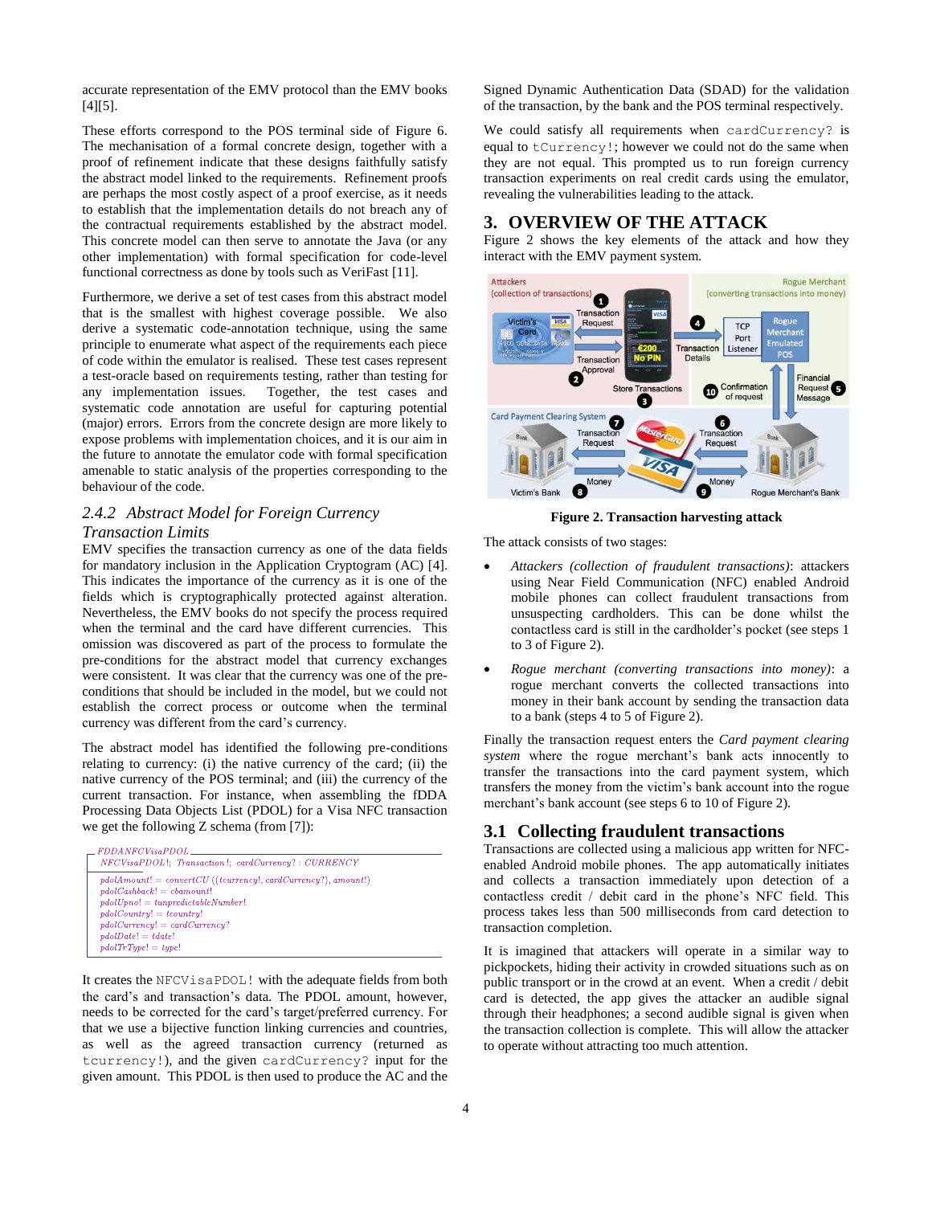accurate representation of the EMV protocol than the EMV books [4][5].

These efforts correspond to the POS terminal side of Figure 6. The mechanisation of a formal concrete design, together with a proof of refinement indicate that these designs faithfully satisfy the abstract model linked to the requirements. Refinement proofs are perhaps the most costly aspect of a proof exercise, as it needs to establish that the implementation details do not breach any of the contractual requirements established by the abstract model. This concrete model can then serve to annotate the Java (or any other implementation) with formal specification for code-level functional correctness as done by tools such as VeriFast [11].

Furthermore, we derive a set of test cases from this abstract model that is the smallest with highest coverage possible. We also derive a systematic code-annotation technique, using the same principle to enumerate what aspect of the requirements each piece of code within the emulator is realised. These test cases represent a test-oracle based on requirements testing, rather than testing for any implementation issues. Together, the test cases and systematic code annotation are useful for capturing potential (major) errors. Errors from the concrete design are more likely to expose problems with implementation choices, and it is our aim in the future to annotate the emulator code with formal specification amenable to static analysis of the properties corresponding to the behaviour of the code.

### 2.4.2 *Abstract Model for Foreign Currency Transaction Limits*

EMV specifies the transaction currency as one of the data fields for mandatory inclusion in the Application Cryptogram (AC) [4]. This indicates the importance of the currency as it is one of the fields which is cryptographically protected against alteration. Nevertheless, the EMV books do not specify the process required when the terminal and the card have different currencies. This omission was discovered as part of the process to formulate the pre-conditions for the abstract model that currency exchanges were consistent. It was clear that the currency was one of the pre-conditions that should be included in the model, but we could not establish the correct process or outcome when the terminal currency was different from the card's currency.

The abstract model has identified the following pre-conditions relating to currency: (i) the native currency of the card; (ii) the native currency of the POS terminal; and (iii) the currency of the current transaction. For instance, when assembling the fDDA Processing Data Objects List (PDOL) for a Visa NFC transaction we get the following Z schema (from [7]):

```
FDDANFCVisaPDOL
NFCVisaPDOL!; Transaction!; cardCurrency? : CURRENCY
─────────────────────────────────────────────
pdolAmount! = convertCU ((tcurrency!, cardCurrency?), amount!)
pdolCashback! = cbamount!
pdolUpno! = tunpredictableNumber!
pdolCountry! = tcountry!
pdolCurrency! = cardCurrency?
pdolDate! = tdate!
pdolTrType! = type!
```

It creates the `NFCVisaPDOL!` with the adequate fields from both the card's and transaction's data. The PDOL amount, however, needs to be corrected for the card's target/preferred currency. For that we use a bijective function linking currencies and countries, as well as the agreed transaction currency (returned as `tcurrency!`), and the given `cardCurrency?` input for the given amount. This PDOL is then used to produce the AC and the Signed Dynamic Authentication Data (SDAD) for the validation of the transaction, by the bank and the POS terminal respectively.

We could satisfy all requirements when `cardCurrency?` is equal to `tCurrency!`; however we could not do the same when they are not equal. This prompted us to run foreign currency transaction experiments on real credit cards using the emulator, revealing the vulnerabilities leading to the attack.

# 3. OVERVIEW OF THE ATTACK

Figure 2 shows the key elements of the attack and how they interact with the EMV payment system.

**Figure 2. Transaction harvesting attack**

The attack consists of two stages:

- *Attackers (collection of fraudulent transactions)*: attackers using Near Field Communication (NFC) enabled Android mobile phones can collect fraudulent transactions from unsuspecting cardholders. This can be done whilst the contactless card is still in the cardholder's pocket (see steps 1 to 3 of Figure 2).
- *Rogue merchant (converting transactions into money)*: a rogue merchant converts the collected transactions into money in their bank account by sending the transaction data to a bank (steps 4 to 5 of Figure 2).

Finally the transaction request enters the *Card payment clearing system* where the rogue merchant's bank acts innocently to transfer the transactions into the card payment system, which transfers the money from the victim's bank account into the rogue merchant's bank account (see steps 6 to 10 of Figure 2).

## 3.1 Collecting fraudulent transactions

Transactions are collected using a malicious app written for NFC-enabled Android mobile phones. The app automatically initiates and collects a transaction immediately upon detection of a contactless credit / debit card in the phone's NFC field. This process takes less than 500 milliseconds from card detection to transaction completion.

It is imagined that attackers will operate in a similar way to pickpockets, hiding their activity in crowded situations such as on public transport or in the crowd at an event. When a credit / debit card is detected, the app gives the attacker an audible signal through their headphones; a second audible signal is given when the transaction collection is complete. This will allow the attacker to operate without attracting too much attention.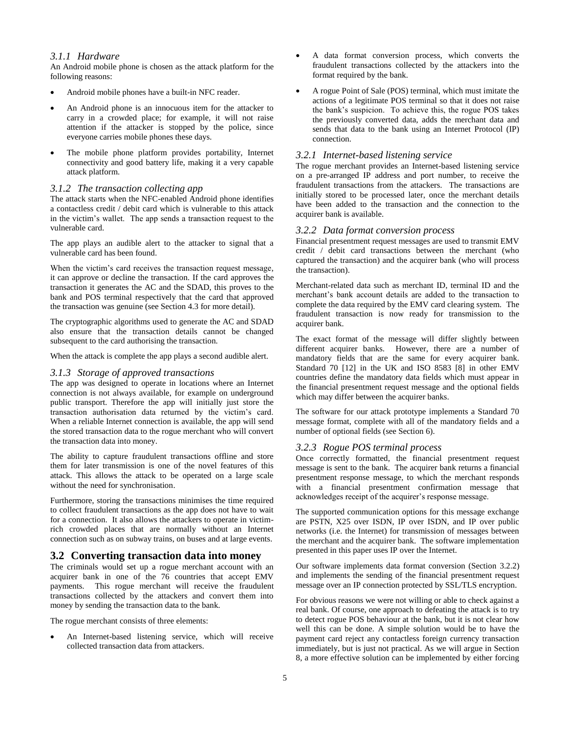### 3.1.1 Hardware

An Android mobile phone is chosen as the attack platform for the following reasons:

- Android mobile phones have a built-in NFC reader.
- An Android phone is an innocuous item for the attacker to carry in a crowded place; for example, it will not raise attention if the attacker is stopped by the police, since everyone carries mobile phones these days.
- The mobile phone platform provides portability, Internet connectivity and good battery life, making it a very capable attack platform.

### 3.1.2 The transaction collecting app

The attack starts when the NFC-enabled Android phone identifies a contactless credit / debit card which is vulnerable to this attack in the victim's wallet. The app sends a transaction request to the vulnerable card.

The app plays an audible alert to the attacker to signal that a vulnerable card has been found.

When the victim's card receives the transaction request message, it can approve or decline the transaction. If the card approves the transaction it generates the AC and the SDAD, this proves to the bank and POS terminal respectively that the card that approved the transaction was genuine (see Section 4.3 for more detail).

The cryptographic algorithms used to generate the AC and SDAD also ensure that the transaction details cannot be changed subsequent to the card authorising the transaction.

When the attack is complete the app plays a second audible alert.

### 3.1.3 Storage of approved transactions

The app was designed to operate in locations where an Internet connection is not always available, for example on underground public transport. Therefore the app will initially just store the transaction authorisation data returned by the victim's card. When a reliable Internet connection is available, the app will send the stored transaction data to the rogue merchant who will convert the transaction data into money.

The ability to capture fraudulent transactions offline and store them for later transmission is one of the novel features of this attack. This allows the attack to be operated on a large scale without the need for synchronisation.

Furthermore, storing the transactions minimises the time required to collect fraudulent transactions as the app does not have to wait for a connection. It also allows the attackers to operate in victim-rich crowded places that are normally without an Internet connection such as on subway trains, on buses and at large events.

## 3.2 Converting transaction data into money

The criminals would set up a rogue merchant account with an acquirer bank in one of the 76 countries that accept EMV payments. This rogue merchant will receive the fraudulent transactions collected by the attackers and convert them into money by sending the transaction data to the bank.

The rogue merchant consists of three elements:

- An Internet-based listening service, which will receive collected transaction data from attackers.
- A data format conversion process, which converts the fraudulent transactions collected by the attackers into the format required by the bank.
- A rogue Point of Sale (POS) terminal, which must imitate the actions of a legitimate POS terminal so that it does not raise the bank's suspicion. To achieve this, the rogue POS takes the previously converted data, adds the merchant data and sends that data to the bank using an Internet Protocol (IP) connection.

### 3.2.1 Internet-based listening service

The rogue merchant provides an Internet-based listening service on a pre-arranged IP address and port number, to receive the fraudulent transactions from the attackers. The transactions are initially stored to be processed later, once the merchant details have been added to the transaction and the connection to the acquirer bank is available.

### 3.2.2 Data format conversion process

Financial presentment request messages are used to transmit EMV credit / debit card transactions between the merchant (who captured the transaction) and the acquirer bank (who will process the transaction).

Merchant-related data such as merchant ID, terminal ID and the merchant's bank account details are added to the transaction to complete the data required by the EMV card clearing system. The fraudulent transaction is now ready for transmission to the acquirer bank.

The exact format of the message will differ slightly between different acquirer banks. However, there are a number of mandatory fields that are the same for every acquirer bank. Standard 70 [12] in the UK and ISO 8583 [8] in other EMV countries define the mandatory data fields which must appear in the financial presentment request message and the optional fields which may differ between the acquirer banks.

The software for our attack prototype implements a Standard 70 message format, complete with all of the mandatory fields and a number of optional fields (see Section 6).

### 3.2.3 Rogue POS terminal process

Once correctly formatted, the financial presentment request message is sent to the bank. The acquirer bank returns a financial presentment response message, to which the merchant responds with a financial presentment confirmation message that acknowledges receipt of the acquirer's response message.

The supported communication options for this message exchange are PSTN, X25 over ISDN, IP over ISDN, and IP over public networks (i.e. the Internet) for transmission of messages between the merchant and the acquirer bank. The software implementation presented in this paper uses IP over the Internet.

Our software implements data format conversion (Section 3.2.2) and implements the sending of the financial presentment request message over an IP connection protected by SSL/TLS encryption.

For obvious reasons we were not willing or able to check against a real bank. Of course, one approach to defeating the attack is to try to detect rogue POS behaviour at the bank, but it is not clear how well this can be done. A simple solution would be to have the payment card reject any contactless foreign currency transaction immediately, but is just not practical. As we will argue in Section 8, a more effective solution can be implemented by either forcing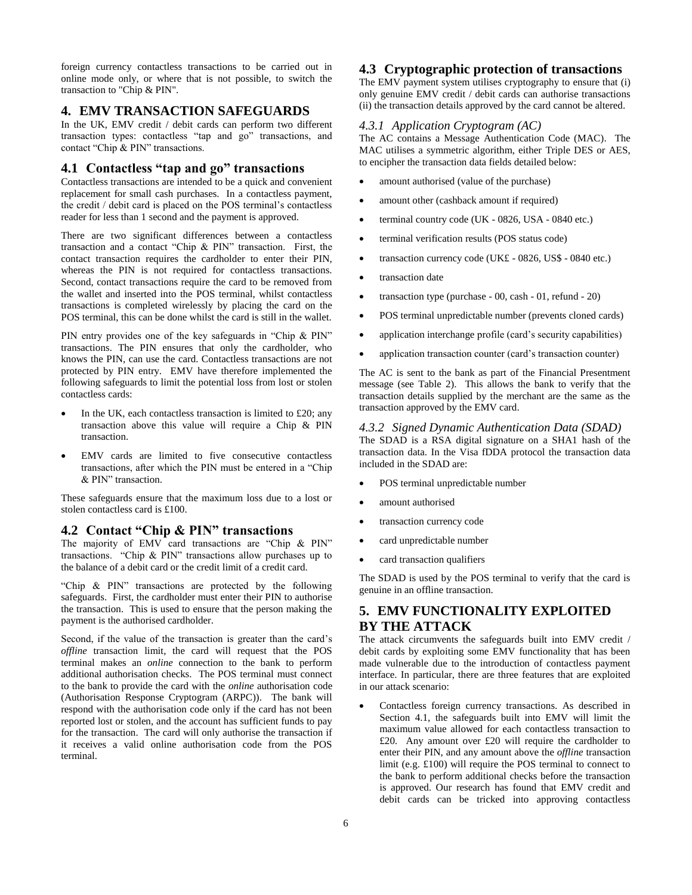foreign currency contactless transactions to be carried out in online mode only, or where that is not possible, to switch the transaction to "Chip & PIN".

## 4. EMV TRANSACTION SAFEGUARDS

In the UK, EMV credit / debit cards can perform two different transaction types: contactless "tap and go" transactions, and contact "Chip & PIN" transactions.

### 4.1 Contactless "tap and go" transactions

Contactless transactions are intended to be a quick and convenient replacement for small cash purchases. In a contactless payment, the credit / debit card is placed on the POS terminal's contactless reader for less than 1 second and the payment is approved.

There are two significant differences between a contactless transaction and a contact "Chip & PIN" transaction. First, the contact transaction requires the cardholder to enter their PIN, whereas the PIN is not required for contactless transactions. Second, contact transactions require the card to be removed from the wallet and inserted into the POS terminal, whilst contactless transactions is completed wirelessly by placing the card on the POS terminal, this can be done whilst the card is still in the wallet.

PIN entry provides one of the key safeguards in "Chip & PIN" transactions. The PIN ensures that only the cardholder, who knows the PIN, can use the card. Contactless transactions are not protected by PIN entry. EMV have therefore implemented the following safeguards to limit the potential loss from lost or stolen contactless cards:

- In the UK, each contactless transaction is limited to £20; any transaction above this value will require a Chip & PIN transaction.
- EMV cards are limited to five consecutive contactless transactions, after which the PIN must be entered in a "Chip & PIN" transaction.

These safeguards ensure that the maximum loss due to a lost or stolen contactless card is £100.

### 4.2 Contact "Chip & PIN" transactions

The majority of EMV card transactions are "Chip & PIN" transactions. "Chip & PIN" transactions allow purchases up to the balance of a debit card or the credit limit of a credit card.

"Chip & PIN" transactions are protected by the following safeguards. First, the cardholder must enter their PIN to authorise the transaction. This is used to ensure that the person making the payment is the authorised cardholder.

Second, if the value of the transaction is greater than the card's *offline* transaction limit, the card will request that the POS terminal makes an *online* connection to the bank to perform additional authorisation checks. The POS terminal must connect to the bank to provide the card with the *online* authorisation code (Authorisation Response Cryptogram (ARPC)). The bank will respond with the authorisation code only if the card has not been reported lost or stolen, and the account has sufficient funds to pay for the transaction. The card will only authorise the transaction if it receives a valid online authorisation code from the POS terminal.

### 4.3 Cryptographic protection of transactions

The EMV payment system utilises cryptography to ensure that (i) only genuine EMV credit / debit cards can authorise transactions (ii) the transaction details approved by the card cannot be altered.

#### *4.3.1 Application Cryptogram (AC)*

The AC contains a Message Authentication Code (MAC). The MAC utilises a symmetric algorithm, either Triple DES or AES, to encipher the transaction data fields detailed below:

- amount authorised (value of the purchase)
- amount other (cashback amount if required)
- terminal country code (UK - 0826, USA - 0840 etc.)
- terminal verification results (POS status code)
- transaction currency code (UK£ - 0826, US$ - 0840 etc.)
- transaction date
- transaction type (purchase - 00, cash - 01, refund - 20)
- POS terminal unpredictable number (prevents cloned cards)
- application interchange profile (card's security capabilities)
- application transaction counter (card's transaction counter)

The AC is sent to the bank as part of the Financial Presentment message (see Table 2). This allows the bank to verify that the transaction details supplied by the merchant are the same as the transaction approved by the EMV card.

#### *4.3.2 Signed Dynamic Authentication Data (SDAD)*

The SDAD is a RSA digital signature on a SHA1 hash of the transaction data. In the Visa fDDA protocol the transaction data included in the SDAD are:

- POS terminal unpredictable number
- amount authorised
- transaction currency code
- card unpredictable number
- card transaction qualifiers

The SDAD is used by the POS terminal to verify that the card is genuine in an offline transaction.

## 5. EMV FUNCTIONALITY EXPLOITED BY THE ATTACK

The attack circumvents the safeguards built into EMV credit / debit cards by exploiting some EMV functionality that has been made vulnerable due to the introduction of contactless payment interface. In particular, there are three features that are exploited in our attack scenario:

- Contactless foreign currency transactions. As described in Section 4.1, the safeguards built into EMV will limit the maximum value allowed for each contactless transaction to £20. Any amount over £20 will require the cardholder to enter their PIN, and any amount above the *offline* transaction limit (e.g. £100) will require the POS terminal to connect to the bank to perform additional checks before the transaction is approved. Our research has found that EMV credit and debit cards can be tricked into approving contactless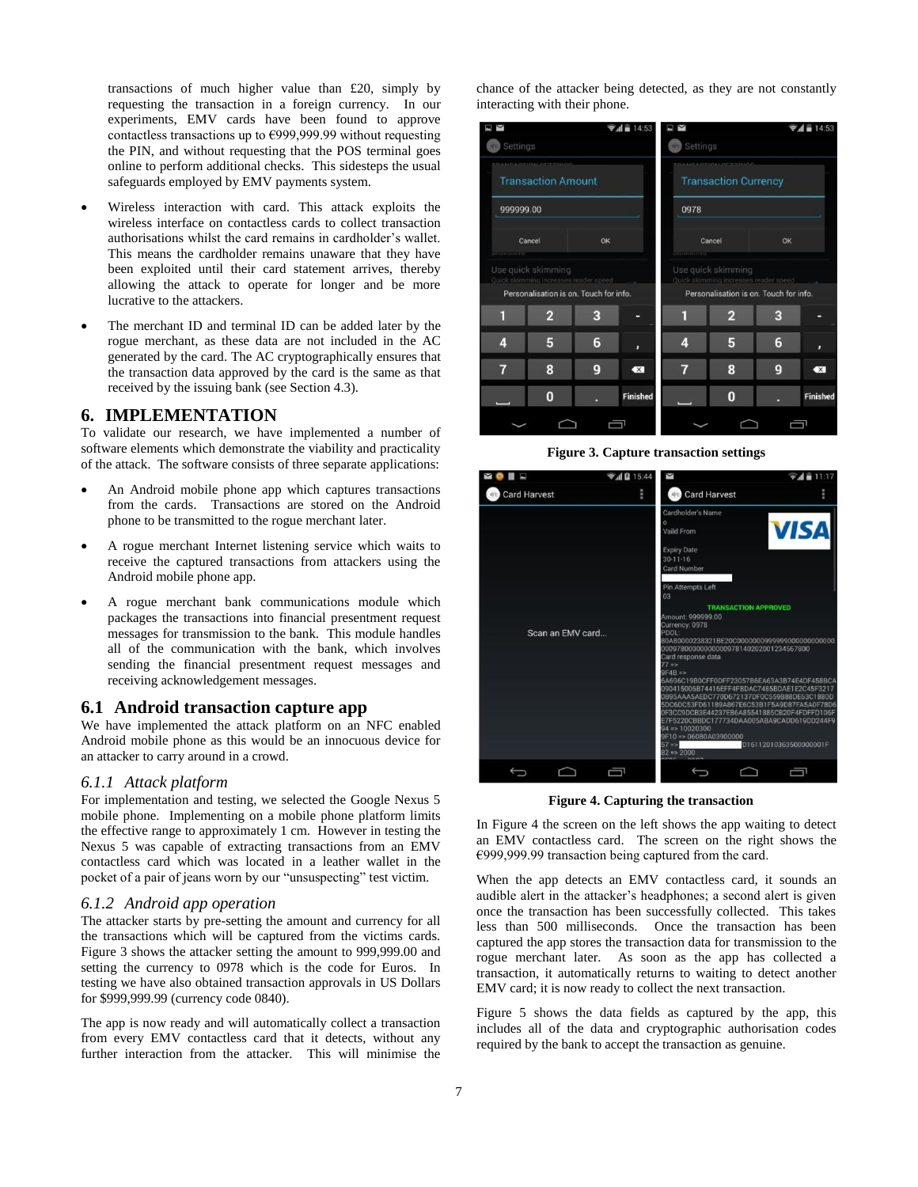transactions of much higher value than £20, simply by requesting the transaction in a foreign currency. In our experiments, EMV cards have been found to approve contactless transactions up to €999,999.99 without requesting the PIN, and without requesting that the POS terminal goes online to perform additional checks. This sidesteps the usual safeguards employed by EMV payments system.

- Wireless interaction with card. This attack exploits the wireless interface on contactless cards to collect transaction authorisations whilst the card remains in cardholder's wallet. This means the cardholder remains unaware that they have been exploited until their card statement arrives, thereby allowing the attack to operate for longer and be more lucrative to the attackers.
- The merchant ID and terminal ID can be added later by the rogue merchant, as these data are not included in the AC generated by the card. The AC cryptographically ensures that the transaction data approved by the card is the same as that received by the issuing bank (see Section 4.3).

# 6. IMPLEMENTATION

To validate our research, we have implemented a number of software elements which demonstrate the viability and practicality of the attack. The software consists of three separate applications:

- An Android mobile phone app which captures transactions from the cards. Transactions are stored on the Android phone to be transmitted to the rogue merchant later.
- A rogue merchant Internet listening service which waits to receive the captured transactions from attackers using the Android mobile phone app.
- A rogue merchant bank communications module which packages the transactions into financial presentment request messages for transmission to the bank. This module handles all of the communication with the bank, which involves sending the financial presentment request messages and receiving acknowledgement messages.

## 6.1 Android transaction capture app

We have implemented the attack platform on an NFC enabled Android mobile phone as this would be an innocuous device for an attacker to carry around in a crowd.

### *6.1.1 Attack platform*

For implementation and testing, we selected the Google Nexus 5 mobile phone. Implementing on a mobile phone platform limits the effective range to approximately 1 cm. However in testing the Nexus 5 was capable of extracting transactions from an EMV contactless card which was located in a leather wallet in the pocket of a pair of jeans worn by our "unsuspecting" test victim.

### *6.1.2 Android app operation*

The attacker starts by pre-setting the amount and currency for all the transactions which will be captured from the victims cards. Figure 3 shows the attacker setting the amount to 999,999.00 and setting the currency to 0978 which is the code for Euros. In testing we have also obtained transaction approvals in US Dollars for $999,999.99 (currency code 0840).

The app is now ready and will automatically collect a transaction from every EMV contactless card that it detects, without any further interaction from the attacker. This will minimise the chance of the attacker being detected, as they are not constantly interacting with their phone.

**Figure 3. Capture transaction settings**

**Figure 4. Capturing the transaction**

In Figure 4 the screen on the left shows the app waiting to detect an EMV contactless card. The screen on the right shows the €999,999.99 transaction being captured from the card.

When the app detects an EMV contactless card, it sounds an audible alert in the attacker's headphones; a second alert is given once the transaction has been successfully collected. This takes less than 500 milliseconds. Once the transaction has been captured the app stores the transaction data for transmission to the rogue merchant later. As soon as the app has collected a transaction, it automatically returns to waiting to detect another EMV card; it is now ready to collect the next transaction.

Figure 5 shows the data fields as captured by the app, this includes all of the data and cryptographic authorisation codes required by the bank to accept the transaction as genuine.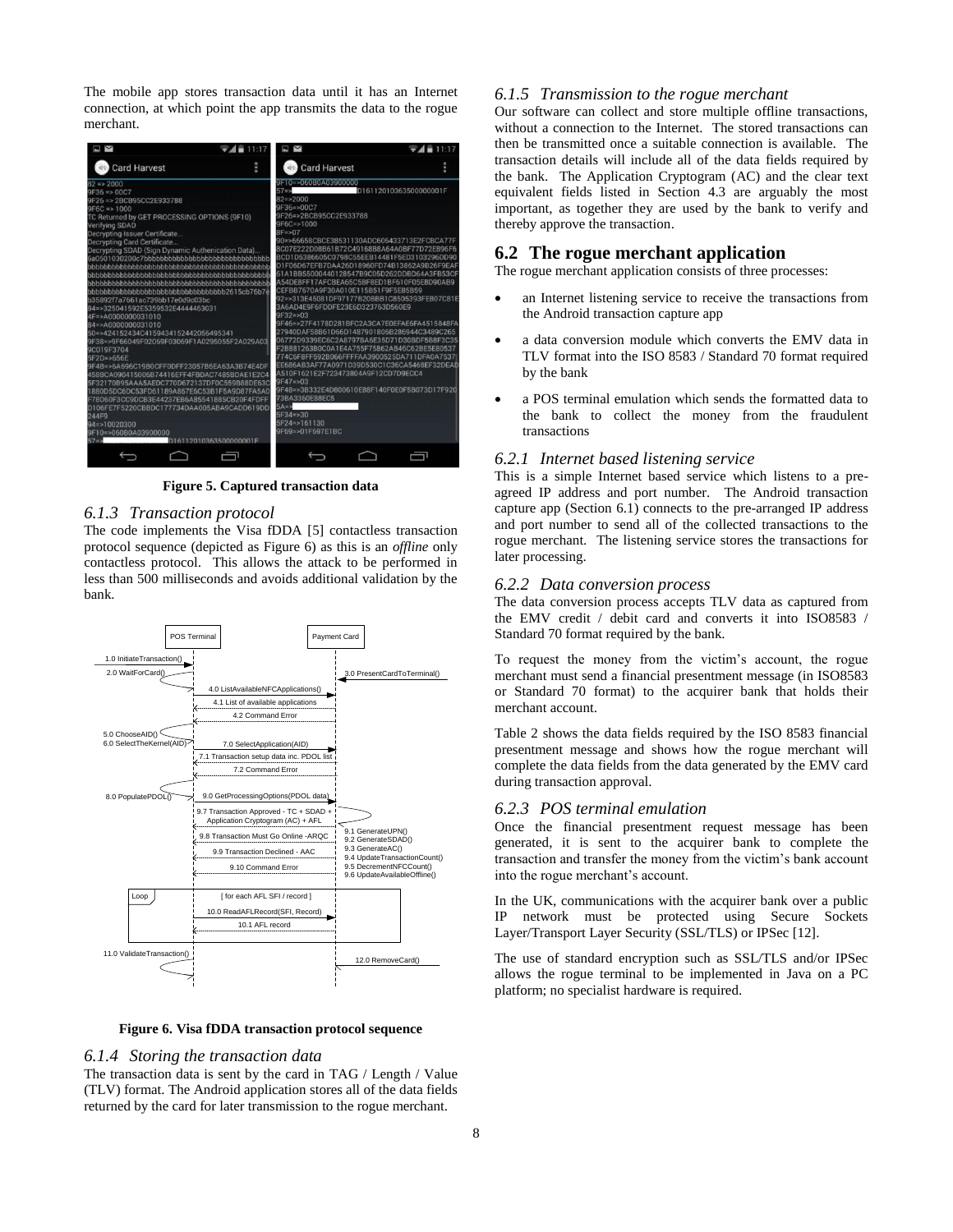The mobile app stores transaction data until it has an Internet connection, at which point the app transmits the data to the rogue merchant.

**Figure 5. Captured transaction data**

#### 6.1.3 Transaction protocol

The code implements the Visa fDDA [5] contactless transaction protocol sequence (depicted as Figure 6) as this is an *offline* only contactless protocol. This allows the attack to be performed in less than 500 milliseconds and avoids additional validation by the bank.

**Figure 6. Visa fDDA transaction protocol sequence**

#### 6.1.4 Storing the transaction data

The transaction data is sent by the card in TAG / Length / Value (TLV) format. The Android application stores all of the data fields returned by the card for later transmission to the rogue merchant.

#### 6.1.5 Transmission to the rogue merchant

Our software can collect and store multiple offline transactions, without a connection to the Internet. The stored transactions can then be transmitted once a suitable connection is available. The transaction details will include all of the data fields required by the bank. The Application Cryptogram (AC) and the clear text equivalent fields listed in Section 4.3 are arguably the most important, as together they are used by the bank to verify and thereby approve the transaction.

## 6.2 The rogue merchant application

The rogue merchant application consists of three processes:

- an Internet listening service to receive the transactions from the Android transaction capture app
- a data conversion module which converts the EMV data in TLV format into the ISO 8583 / Standard 70 format required by the bank
- a POS terminal emulation which sends the formatted data to the bank to collect the money from the fraudulent transactions

#### 6.2.1 Internet based listening service

This is a simple Internet based service which listens to a pre-agreed IP address and port number. The Android transaction capture app (Section 6.1) connects to the pre-arranged IP address and port number to send all of the collected transactions to the rogue merchant. The listening service stores the transactions for later processing.

#### 6.2.2 Data conversion process

The data conversion process accepts TLV data as captured from the EMV credit / debit card and converts it into ISO8583 / Standard 70 format required by the bank.

To request the money from the victim's account, the rogue merchant must send a financial presentment message (in ISO8583 or Standard 70 format) to the acquirer bank that holds their merchant account.

Table 2 shows the data fields required by the ISO 8583 financial presentment message and shows how the rogue merchant will complete the data fields from the data generated by the EMV card during transaction approval.

#### 6.2.3 POS terminal emulation

Once the financial presentment request message has been generated, it is sent to the acquirer bank to complete the transaction and transfer the money from the victim's bank account into the rogue merchant's account.

In the UK, communications with the acquirer bank over a public IP network must be protected using Secure Sockets Layer/Transport Layer Security (SSL/TLS) or IPSec [12].

The use of standard encryption such as SSL/TLS and/or IPSec allows the rogue terminal to be implemented in Java on a PC platform; no specialist hardware is required.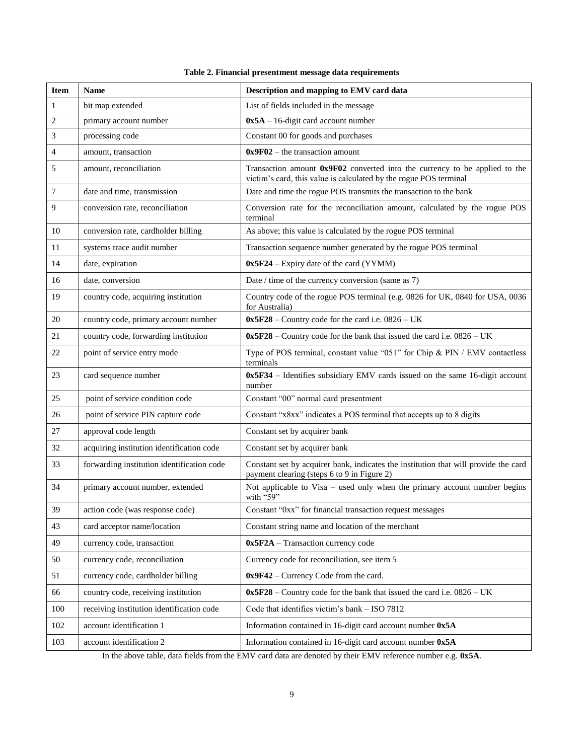**Table 2. Financial presentment message data requirements**

| Item | Name | Description and mapping to EMV card data |
|---|---|---|
| 1 | bit map extended | List of fields included in the message |
| 2 | primary account number | **0x5A** – 16-digit card account number |
| 3 | processing code | Constant 00 for goods and purchases |
| 4 | amount, transaction | **0x9F02** – the transaction amount |
| 5 | amount, reconciliation | Transaction amount **0x9F02** converted into the currency to be applied to the victim's card, this value is calculated by the rogue POS terminal |
| 7 | date and time, transmission | Date and time the rogue POS transmits the transaction to the bank |
| 9 | conversion rate, reconciliation | Conversion rate for the reconciliation amount, calculated by the rogue POS terminal |
| 10 | conversion rate, cardholder billing | As above; this value is calculated by the rogue POS terminal |
| 11 | systems trace audit number | Transaction sequence number generated by the rogue POS terminal |
| 14 | date, expiration | **0x5F24** – Expiry date of the card (YYMM) |
| 16 | date, conversion | Date / time of the currency conversion (same as 7) |
| 19 | country code, acquiring institution | Country code of the rogue POS terminal (e.g. 0826 for UK, 0840 for USA, 0036 for Australia) |
| 20 | country code, primary account number | **0x5F28** – Country code for the card i.e. 0826 – UK |
| 21 | country code, forwarding institution | **0x5F28** – Country code for the bank that issued the card i.e. 0826 – UK |
| 22 | point of service entry mode | Type of POS terminal, constant value "051" for Chip & PIN / EMV contactless terminals |
| 23 | card sequence number | **0x5F34** – Identifies subsidiary EMV cards issued on the same 16-digit account number |
| 25 | point of service condition code | Constant "00" normal card presentment |
| 26 | point of service PIN capture code | Constant "x8xx" indicates a POS terminal that accepts up to 8 digits |
| 27 | approval code length | Constant set by acquirer bank |
| 32 | acquiring institution identification code | Constant set by acquirer bank |
| 33 | forwarding institution identification code | Constant set by acquirer bank, indicates the institution that will provide the card payment clearing (steps 6 to 9 in Figure 2) |
| 34 | primary account number, extended | Not applicable to Visa – used only when the primary account number begins with "59" |
| 39 | action code (was response code) | Constant "0xx" for financial transaction request messages |
| 43 | card acceptor name/location | Constant string name and location of the merchant |
| 49 | currency code, transaction | **0x5F2A** – Transaction currency code |
| 50 | currency code, reconciliation | Currency code for reconciliation, see item 5 |
| 51 | currency code, cardholder billing | **0x9F42** – Currency Code from the card. |
| 66 | country code, receiving institution | **0x5F28** – Country code for the bank that issued the card i.e. 0826 – UK |
| 100 | receiving institution identification code | Code that identifies victim's bank – ISO 7812 |
| 102 | account identification 1 | Information contained in 16-digit card account number **0x5A** |
| 103 | account identification 2 | Information contained in 16-digit card account number **0x5A** |

In the above table, data fields from the EMV card data are denoted by their EMV reference number e.g. **0x5A**.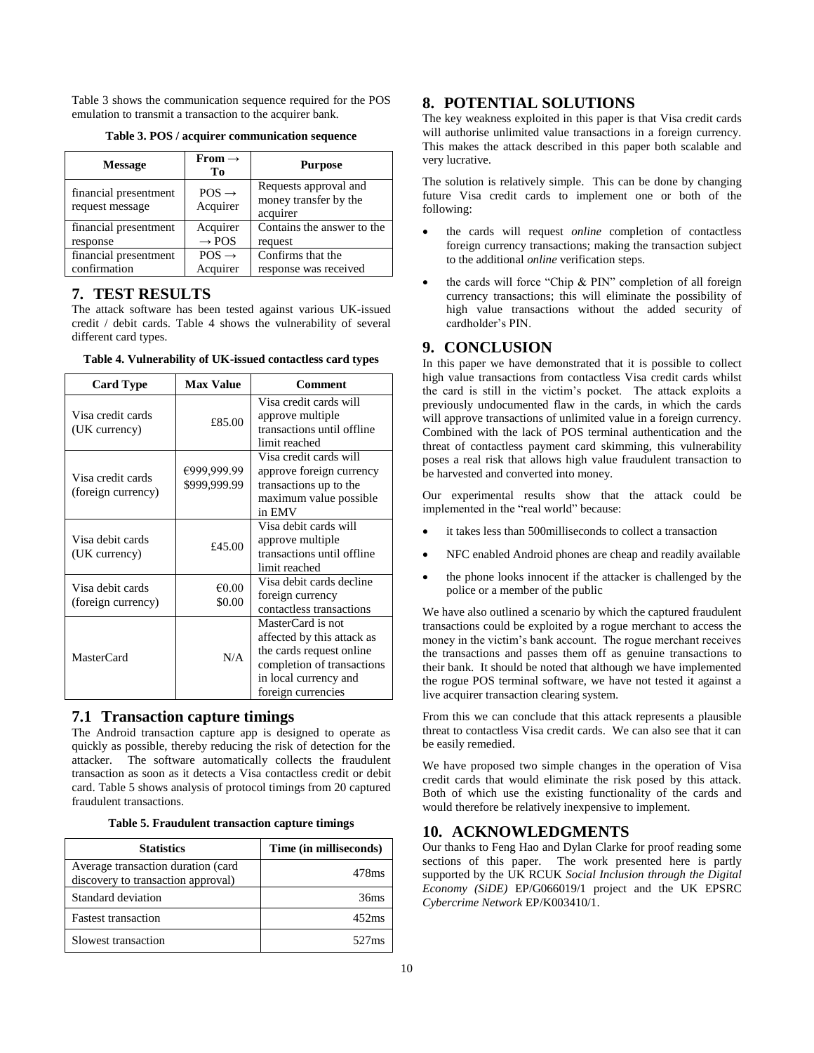Table 3 shows the communication sequence required for the POS emulation to transmit a transaction to the acquirer bank.

**Table 3. POS / acquirer communication sequence**

| Message | From → To | Purpose |
|---|---|---|
| financial presentment request message | POS → Acquirer | Requests approval and money transfer by the acquirer |
| financial presentment response | Acquirer → POS | Contains the answer to the request |
| financial presentment confirmation | POS → Acquirer | Confirms that the response was received |

## 7. TEST RESULTS

The attack software has been tested against various UK-issued credit / debit cards. Table 4 shows the vulnerability of several different card types.

**Table 4. Vulnerability of UK-issued contactless card types**

| Card Type | Max Value | Comment |
|---|---|---|
| Visa credit cards (UK currency) | £85.00 | Visa credit cards will approve multiple transactions until offline limit reached |
| Visa credit cards (foreign currency) | €999,999.99 $999,999.99 | Visa credit cards will approve foreign currency transactions up to the maximum value possible in EMV |
| Visa debit cards (UK currency) | £45.00 | Visa debit cards will approve multiple transactions until offline limit reached |
| Visa debit cards (foreign currency) | €0.00 $0.00 | Visa debit cards decline foreign currency contactless transactions |
| MasterCard | N/A | MasterCard is not affected by this attack as the cards request online completion of transactions in local currency and foreign currencies |

### 7.1 Transaction capture timings

The Android transaction capture app is designed to operate as quickly as possible, thereby reducing the risk of detection for the attacker. The software automatically collects the fraudulent transaction as soon as it detects a Visa contactless credit or debit card. Table 5 shows analysis of protocol timings from 20 captured fraudulent transactions.

**Table 5. Fraudulent transaction capture timings**

| Statistics | Time (in milliseconds) |
|---|---|
| Average transaction duration (card discovery to transaction approval) | 478ms |
| Standard deviation | 36ms |
| Fastest transaction | 452ms |
| Slowest transaction | 527ms |

## 8. POTENTIAL SOLUTIONS

The key weakness exploited in this paper is that Visa credit cards will authorise unlimited value transactions in a foreign currency. This makes the attack described in this paper both scalable and very lucrative.

The solution is relatively simple. This can be done by changing future Visa credit cards to implement one or both of the following:

- the cards will request *online* completion of contactless foreign currency transactions; making the transaction subject to the additional *online* verification steps.
- the cards will force "Chip & PIN" completion of all foreign currency transactions; this will eliminate the possibility of high value transactions without the added security of cardholder's PIN.

## 9. CONCLUSION

In this paper we have demonstrated that it is possible to collect high value transactions from contactless Visa credit cards whilst the card is still in the victim's pocket. The attack exploits a previously undocumented flaw in the cards, in which the cards will approve transactions of unlimited value in a foreign currency. Combined with the lack of POS terminal authentication and the threat of contactless payment card skimming, this vulnerability poses a real risk that allows high value fraudulent transaction to be harvested and converted into money.

Our experimental results show that the attack could be implemented in the "real world" because:

- it takes less than 500milliseconds to collect a transaction
- NFC enabled Android phones are cheap and readily available
- the phone looks innocent if the attacker is challenged by the police or a member of the public

We have also outlined a scenario by which the captured fraudulent transactions could be exploited by a rogue merchant to access the money in the victim's bank account. The rogue merchant receives the transactions and passes them off as genuine transactions to their bank. It should be noted that although we have implemented the rogue POS terminal software, we have not tested it against a live acquirer transaction clearing system.

From this we can conclude that this attack represents a plausible threat to contactless Visa credit cards. We can also see that it can be easily remedied.

We have proposed two simple changes in the operation of Visa credit cards that would eliminate the risk posed by this attack. Both of which use the existing functionality of the cards and would therefore be relatively inexpensive to implement.

## 10. ACKNOWLEDGMENTS

Our thanks to Feng Hao and Dylan Clarke for proof reading some sections of this paper. The work presented here is partly supported by the UK RCUK *Social Inclusion through the Digital Economy (SiDE)* EP/G066019/1 project and the UK EPSRC *Cybercrime Network* EP/K003410/1.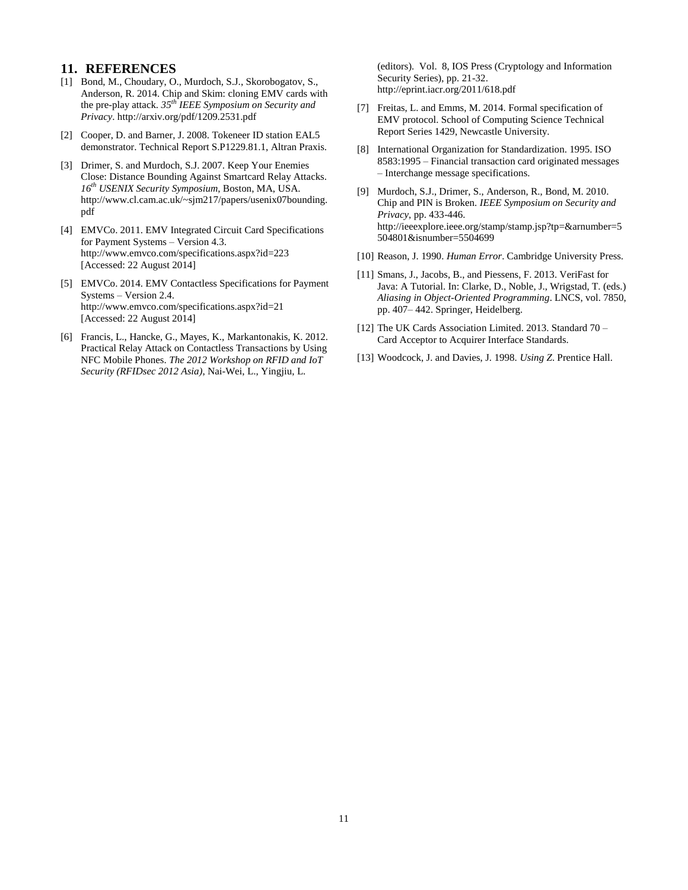## 11. REFERENCES

[1] Bond, M., Choudary, O., Murdoch, S.J., Skorobogatov, S., Anderson, R. 2014. Chip and Skim: cloning EMV cards with the pre-play attack. *35th IEEE Symposium on Security and Privacy*. http://arxiv.org/pdf/1209.2531.pdf

[2] Cooper, D. and Barner, J. 2008. Tokeneer ID station EAL5 demonstrator. Technical Report S.P1229.81.1, Altran Praxis.

[3] Drimer, S. and Murdoch, S.J. 2007. Keep Your Enemies Close: Distance Bounding Against Smartcard Relay Attacks. *16th USENIX Security Symposium*, Boston, MA, USA. http://www.cl.cam.ac.uk/~sjm217/papers/usenix07bounding.pdf

[4] EMVCo. 2011. EMV Integrated Circuit Card Specifications for Payment Systems – Version 4.3. http://www.emvco.com/specifications.aspx?id=223 [Accessed: 22 August 2014]

[5] EMVCo. 2014. EMV Contactless Specifications for Payment Systems – Version 2.4. http://www.emvco.com/specifications.aspx?id=21 [Accessed: 22 August 2014]

[6] Francis, L., Hancke, G., Mayes, K., Markantonakis, K. 2012. Practical Relay Attack on Contactless Transactions by Using NFC Mobile Phones. *The 2012 Workshop on RFID and IoT Security (RFIDsec 2012 Asia)*, Nai-Wei, L., Yingjiu, L. (editors). Vol. 8, IOS Press (Cryptology and Information Security Series), pp. 21-32. http://eprint.iacr.org/2011/618.pdf

[7] Freitas, L. and Emms, M. 2014. Formal specification of EMV protocol. School of Computing Science Technical Report Series 1429, Newcastle University.

[8] International Organization for Standardization. 1995. ISO 8583:1995 – Financial transaction card originated messages – Interchange message specifications.

[9] Murdoch, S.J., Drimer, S., Anderson, R., Bond, M. 2010. Chip and PIN is Broken. *IEEE Symposium on Security and Privacy*, pp. 433-446. http://ieeexplore.ieee.org/stamp/stamp.jsp?tp=&arnumber=5504801&isnumber=5504699

[10] Reason, J. 1990. *Human Error*. Cambridge University Press.

[11] Smans, J., Jacobs, B., and Piessens, F. 2013. VeriFast for Java: A Tutorial. In: Clarke, D., Noble, J., Wrigstad, T. (eds.) *Aliasing in Object-Oriented Programming*. LNCS, vol. 7850, pp. 407– 442. Springer, Heidelberg.

[12] The UK Cards Association Limited. 2013. Standard 70 – Card Acceptor to Acquirer Interface Standards.

[13] Woodcock, J. and Davies, J. 1998. *Using Z*. Prentice Hall.